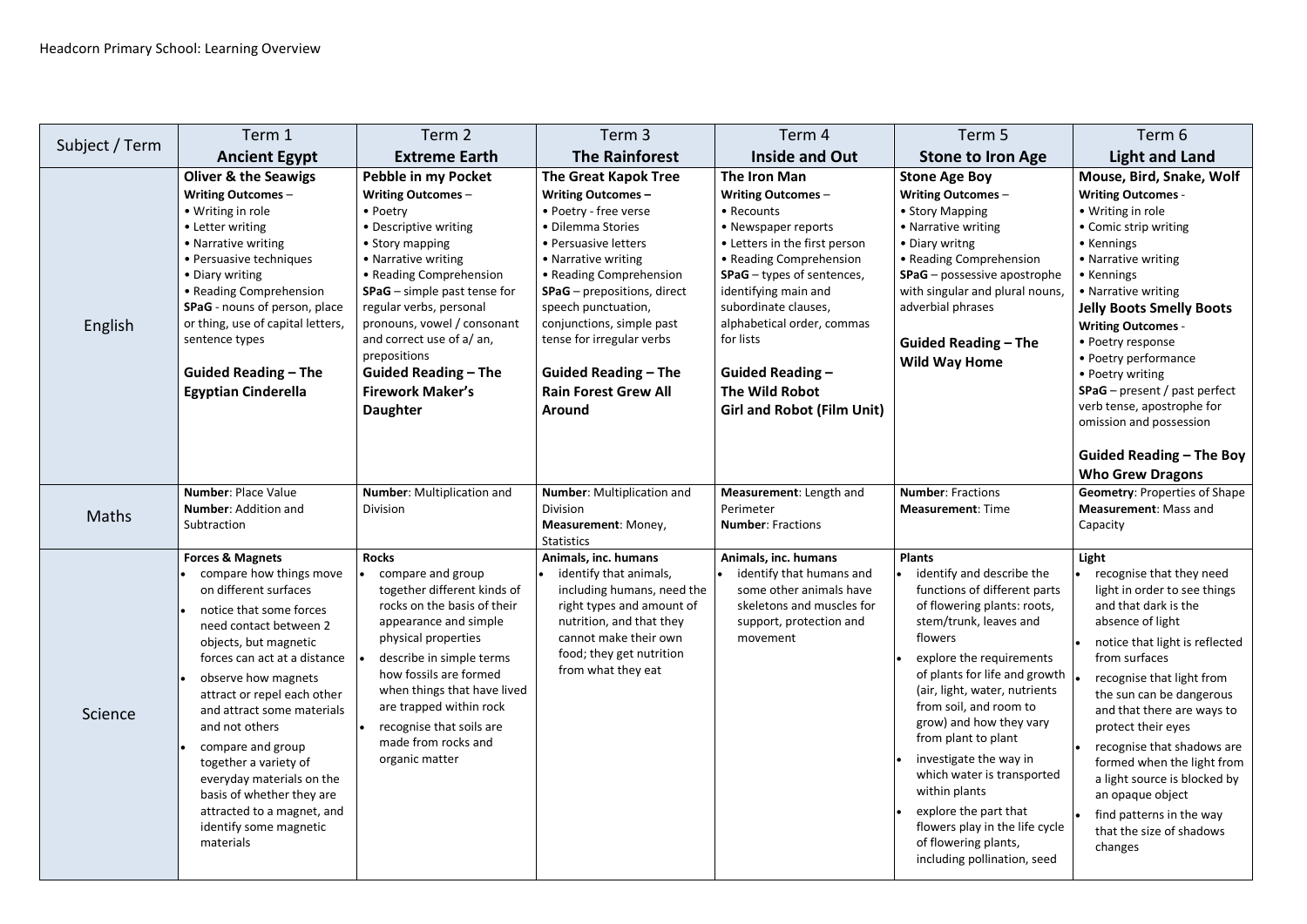Headcorn Primary School: Learning Overview

| Subject / Term | Term 1<br>**Ancient Egypt** | Term 2<br>**Extreme Earth** | Term 3<br>**The Rainforest** | Term 4<br>**Inside and Out** | Term 5<br>**Stone to Iron Age** | Term 6<br>**Light and Land** |
|---|---|---|---|---|---|---|
| English | **Oliver & the Seawigs**<br>**Writing Outcomes** –<br>• Writing in role<br>• Letter writing<br>• Narrative writing<br>• Persuasive techniques<br>• Diary writing<br>• Reading Comprehension<br>**SPaG** - nouns of person, place or thing, use of capital letters, sentence types<br><br>**Guided Reading – The Egyptian Cinderella** | **Pebble in my Pocket**<br>**Writing Outcomes** –<br>• Poetry<br>• Descriptive writing<br>• Story mapping<br>• Narrative writing<br>• Reading Comprehension<br>**SPaG** – simple past tense for regular verbs, personal pronouns, vowel / consonant and correct use of a/ an, prepositions<br>**Guided Reading – The Firework Maker's Daughter** | **The Great Kapok Tree**<br>**Writing Outcomes –**<br>• Poetry - free verse<br>• Dilemma Stories<br>• Persuasive letters<br>• Narrative writing<br>• Reading Comprehension<br>**SPaG** – prepositions, direct speech punctuation, conjunctions, simple past tense for irregular verbs<br><br>**Guided Reading – The Rain Forest Grew All Around** | **The Iron Man**<br>**Writing Outcomes** –<br>• Recounts<br>• Newspaper reports<br>• Letters in the first person<br>• Reading Comprehension<br>**SPaG** – types of sentences, identifying main and subordinate clauses, alphabetical order, commas for lists<br><br>**Guided Reading – The Wild Robot**<br>**Girl and Robot (Film Unit)** | **Stone Age Boy**<br>**Writing Outcomes** –<br>• Story Mapping<br>• Narrative writing<br>• Diary writng<br>• Reading Comprehension<br>**SPaG** – possessive apostrophe with singular and plural nouns, adverbial phrases<br><br>**Guided Reading – The Wild Way Home** | **Mouse, Bird, Snake, Wolf**<br>**Writing Outcomes** -<br>• Writing in role<br>• Comic strip writing<br>• Kennings<br>• Narrative writing<br>• Kennings<br>• Narrative writing<br>**Jelly Boots Smelly Boots**<br>**Writing Outcomes** -<br>• Poetry response<br>• Poetry performance<br>• Poetry writing<br>**SPaG** – present / past perfect verb tense, apostrophe for omission and possession<br><br>**Guided Reading – The Boy Who Grew Dragons** |
| Maths | **Number**: Place Value<br>**Number**: Addition and Subtraction | **Number**: Multiplication and Division | **Number**: Multiplication and Division<br>**Measurement**: Money, Statistics | **Measurement**: Length and Perimeter<br>**Number**: Fractions | **Number**: Fractions<br>**Measurement**: Time | **Geometry**: Properties of Shape<br>**Measurement**: Mass and Capacity |
| Science | **Forces & Magnets**<br>• compare how things move on different surfaces<br>• notice that some forces need contact between 2 objects, but magnetic forces can act at a distance<br>• observe how magnets attract or repel each other and attract some materials and not others<br>• compare and group together a variety of everyday materials on the basis of whether they are attracted to a magnet, and identify some magnetic materials | **Rocks**<br>• compare and group together different kinds of rocks on the basis of their appearance and simple physical properties<br>• describe in simple terms how fossils are formed when things that have lived are trapped within rock<br>• recognise that soils are made from rocks and organic matter | **Animals, inc. humans**<br>• identify that animals, including humans, need the right types and amount of nutrition, and that they cannot make their own food; they get nutrition from what they eat | **Animals, inc. humans**<br>• identify that humans and some other animals have skeletons and muscles for support, protection and movement | **Plants**<br>• identify and describe the functions of different parts of flowering plants: roots, stem/trunk, leaves and flowers<br>• explore the requirements of plants for life and growth (air, light, water, nutrients from soil, and room to grow) and how they vary from plant to plant<br>• investigate the way in which water is transported within plants<br>• explore the part that flowers play in the life cycle of flowering plants, including pollination, seed | **Light**<br>• recognise that they need light in order to see things and that dark is the absence of light<br>• notice that light is reflected from surfaces<br>• recognise that light from the sun can be dangerous and that there are ways to protect their eyes<br>• recognise that shadows are formed when the light from a light source is blocked by an opaque object<br>• find patterns in the way that the size of shadows changes |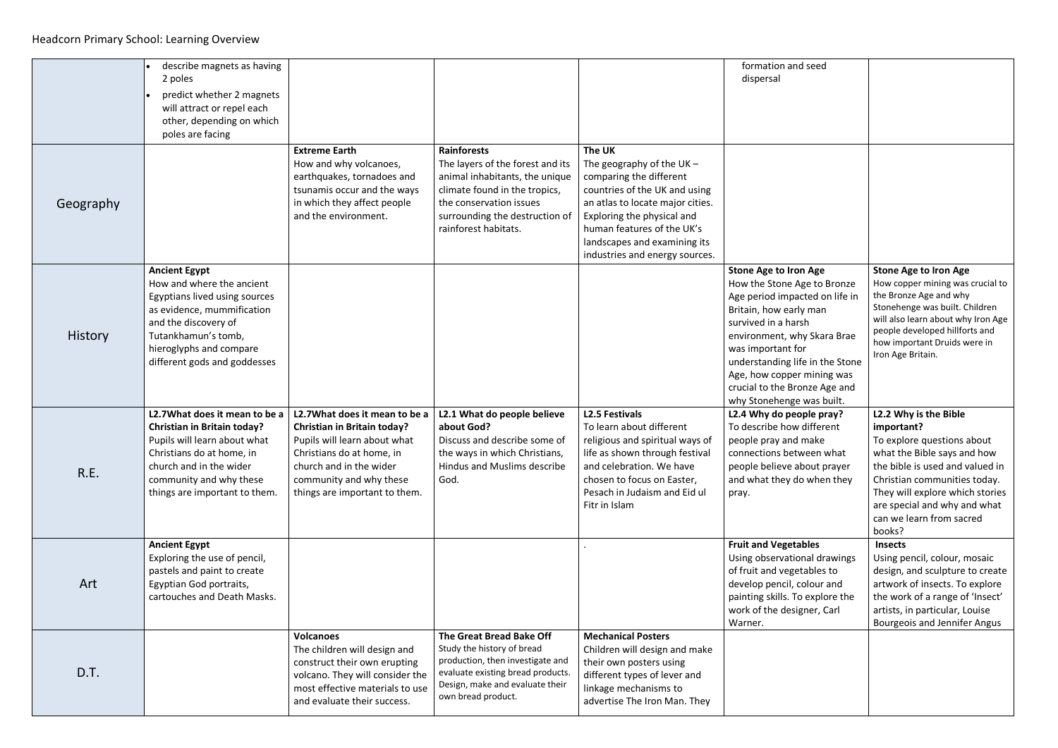| | | | | | | |
|---|---|---|---|---|---|---|
| | • describe magnets as having 2 poles<br>• predict whether 2 magnets will attract or repel each other, depending on which poles are facing | | | | formation and seed dispersal | |
| Geography | | **Extreme Earth**<br>How and why volcanoes, earthquakes, tornadoes and tsunamis occur and the ways in which they affect people and the environment. | **Rainforests**<br>The layers of the forest and its animal inhabitants, the unique climate found in the tropics, the conservation issues surrounding the destruction of rainforest habitats. | **The UK**<br>The geography of the UK – comparing the different countries of the UK and using an atlas to locate major cities. Exploring the physical and human features of the UK's landscapes and examining its industries and energy sources. | | |
| History | **Ancient Egypt**<br>How and where the ancient Egyptians lived using sources as evidence, mummification and the discovery of Tutankhamun's tomb, hieroglyphs and compare different gods and goddesses | | | | **Stone Age to Iron Age**<br>How the Stone Age to Bronze Age period impacted on life in Britain, how early man survived in a harsh environment, why Skara Brae was important for understanding life in the Stone Age, how copper mining was crucial to the Bronze Age and why Stonehenge was built. | **Stone Age to Iron Age**<br>How copper mining was crucial to the Bronze Age and why Stonehenge was built. Children will also learn about why Iron Age people developed hillforts and how important Druids were in Iron Age Britain. |
| R.E. | **L2.7What does it mean to be a Christian in Britain today?**<br>Pupils will learn about what Christians do at home, in church and in the wider community and why these things are important to them. | **L2.7What does it mean to be a Christian in Britain today?**<br>Pupils will learn about what Christians do at home, in church and in the wider community and why these things are important to them. | **L2.1 What do people believe about God?**<br>Discuss and describe some of the ways in which Christians, Hindus and Muslims describe God. | **L2.5 Festivals**<br>To learn about different religious and spiritual ways of life as shown through festival and celebration. We have chosen to focus on Easter, Pesach in Judaism and Eid ul Fitr in Islam | **L2.4 Why do people pray?**<br>To describe how different people pray and make connections between what people believe about prayer and what they do when they pray. | **L2.2 Why is the Bible important?**<br>To explore questions about what the Bible says and how the bible is used and valued in Christian communities today. They will explore which stories are special and why and what can we learn from sacred books? |
| Art | **Ancient Egypt**<br>Exploring the use of pencil, pastels and paint to create Egyptian God portraits, cartouches and Death Masks. | | | . | **Fruit and Vegetables**<br>Using observational drawings of fruit and vegetables to develop pencil, colour and painting skills. To explore the work of the designer, Carl Warner. | **Insects**<br>Using pencil, colour, mosaic design, and sculpture to create artwork of insects. To explore the work of a range of 'Insect' artists, in particular, Louise Bourgeois and Jennifer Angus |
| D.T. | | **Volcanoes**<br>The children will design and construct their own erupting volcano. They will consider the most effective materials to use and evaluate their success. | **The Great Bread Bake Off**<br>Study the history of bread production, then investigate and evaluate existing bread products. Design, make and evaluate their own bread product. | **Mechanical Posters**<br>Children will design and make their own posters using different types of lever and linkage mechanisms to advertise The Iron Man. They | | |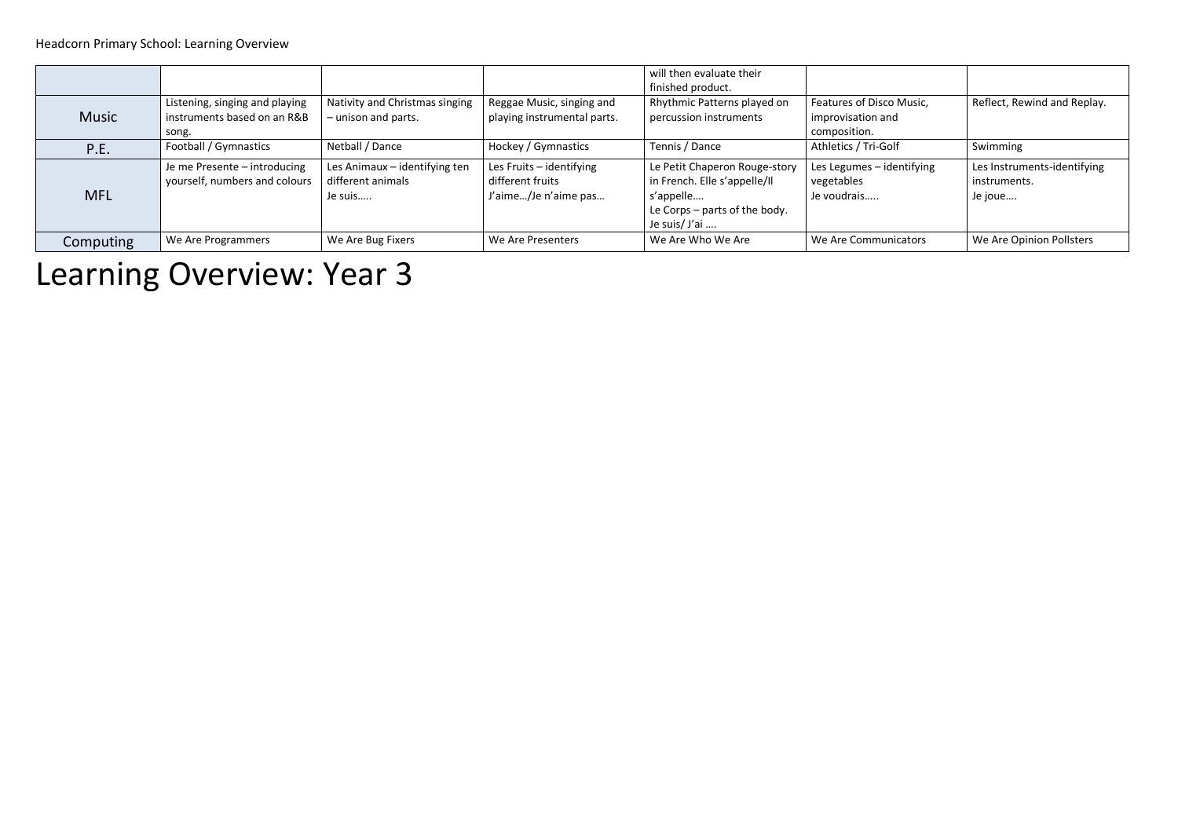| | | | | | | |
|---|---|---|---|---|---|---|
| | | | | will then evaluate their finished product. | | |
| Music | Listening, singing and playing instruments based on an R&B song. | Nativity and Christmas singing – unison and parts. | Reggae Music, singing and playing instrumental parts. | Rhythmic Patterns played on percussion instruments | Features of Disco Music, improvisation and composition. | Reflect, Rewind and Replay. |
| P.E. | Football / Gymnastics | Netball / Dance | Hockey / Gymnastics | Tennis / Dance | Athletics / Tri-Golf | Swimming |
| MFL | Je me Presente – introducing yourself, numbers and colours | Les Animaux – identifying ten different animals Je suis….. | Les Fruits – identifying different fruits J'aime…/Je n'aime pas… | Le Petit Chaperon Rouge-story in French. Elle s'appelle/Il s'appelle…. Le Corps – parts of the body. Je suis/ J'ai …. | Les Legumes – identifying vegetables Je voudrais….. | Les Instruments-identifying instruments. Je joue…. |
| Computing | We Are Programmers | We Are Bug Fixers | We Are Presenters | We Are Who We Are | We Are Communicators | We Are Opinion Pollsters |

# Learning Overview: Year 3